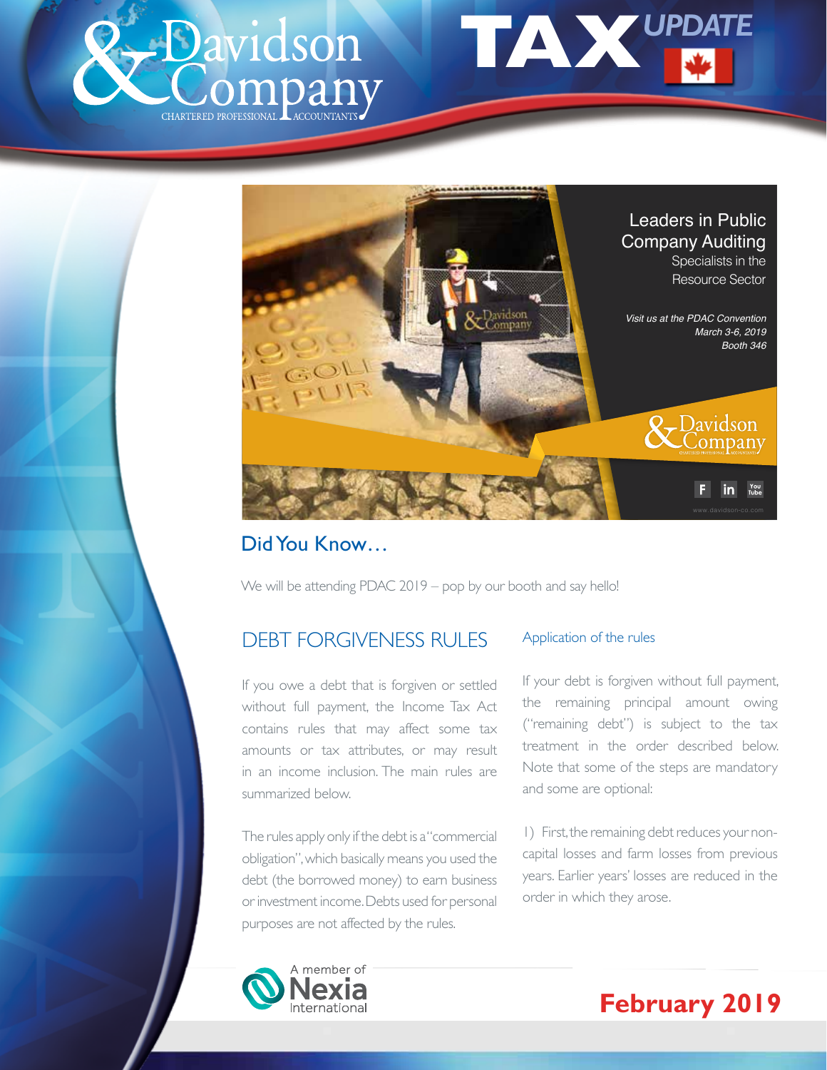# Davidson & Company

Chartered Professional Accountants

# TAX UPDATE

Leaders in Public Company Auditing

Specialists in the Resource Sector

*Visit us at the PDAC Convention*
*March 3-6, 2019*
*Booth 346*

www.davidson-co.com

## Did You Know…

We will be attending PDAC 2019 – pop by our booth and say hello!

## DEBT FORGIVENESS RULES

If you owe a debt that is forgiven or settled without full payment, the Income Tax Act contains rules that may affect some tax amounts or tax attributes, or may result in an income inclusion. The main rules are summarized below.

The rules apply only if the debt is a "commercial obligation", which basically means you used the debt (the borrowed money) to earn business or investment income. Debts used for personal purposes are not affected by the rules.

### Application of the rules

If your debt is forgiven without full payment, the remaining principal amount owing ("remaining debt") is subject to the tax treatment in the order described below. Note that some of the steps are mandatory and some are optional:

1) First, the remaining debt reduces your non-capital losses and farm losses from previous years. Earlier years' losses are reduced in the order in which they arose.

A member of Nexia International

February 2019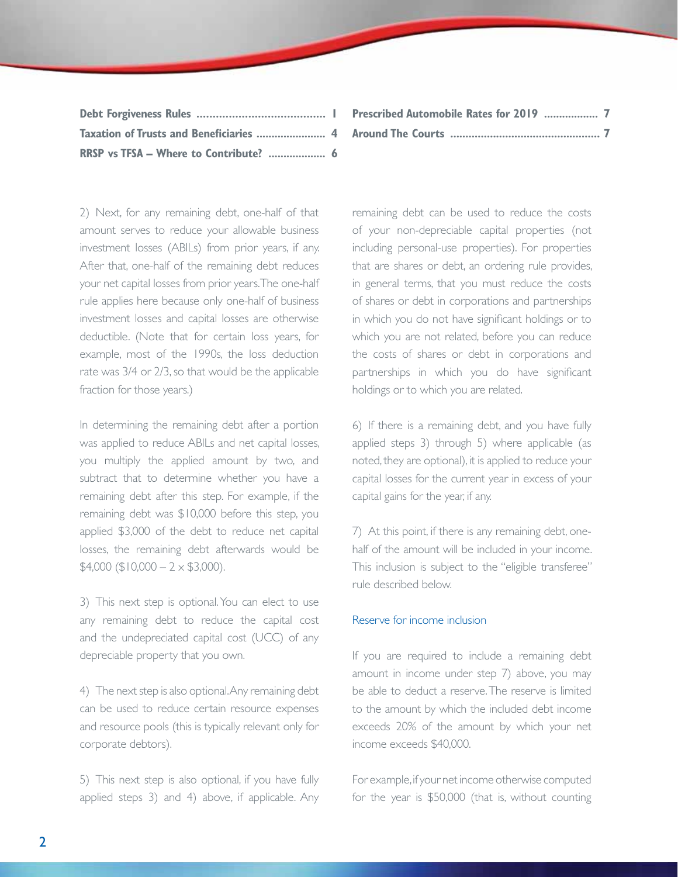| | | | |
|---|---|---|---|
| **Debt Forgiveness Rules** | **1** | **Prescribed Automobile Rates for 2019** | **7** |
| **Taxation of Trusts and Beneficiaries** | **4** | **Around The Courts** | **7** |
| **RRSP vs TFSA – Where to Contribute?** | **6** | | |

2) Next, for any remaining debt, one-half of that amount serves to reduce your allowable business investment losses (ABILs) from prior years, if any. After that, one-half of the remaining debt reduces your net capital losses from prior years. The one-half rule applies here because only one-half of business investment losses and capital losses are otherwise deductible. (Note that for certain loss years, for example, most of the 1990s, the loss deduction rate was 3/4 or 2/3, so that would be the applicable fraction for those years.)

In determining the remaining debt after a portion was applied to reduce ABILs and net capital losses, you multiply the applied amount by two, and subtract that to determine whether you have a remaining debt after this step. For example, if the remaining debt was $10,000 before this step, you applied $3,000 of the debt to reduce net capital losses, the remaining debt afterwards would be $4,000 ($10,000 – 2 × $3,000).

3) This next step is optional. You can elect to use any remaining debt to reduce the capital cost and the undepreciated capital cost (UCC) of any depreciable property that you own.

4) The next step is also optional. Any remaining debt can be used to reduce certain resource expenses and resource pools (this is typically relevant only for corporate debtors).

5) This next step is also optional, if you have fully applied steps 3) and 4) above, if applicable. Any remaining debt can be used to reduce the costs of your non-depreciable capital properties (not including personal-use properties). For properties that are shares or debt, an ordering rule provides, in general terms, that you must reduce the costs of shares or debt in corporations and partnerships in which you do not have significant holdings or to which you are not related, before you can reduce the costs of shares or debt in corporations and partnerships in which you do have significant holdings or to which you are related.

6) If there is a remaining debt, and you have fully applied steps 3) through 5) where applicable (as noted, they are optional), it is applied to reduce your capital losses for the current year in excess of your capital gains for the year, if any.

7) At this point, if there is any remaining debt, one-half of the amount will be included in your income. This inclusion is subject to the "eligible transferee" rule described below.

### Reserve for income inclusion

If you are required to include a remaining debt amount in income under step 7) above, you may be able to deduct a reserve. The reserve is limited to the amount by which the included debt income exceeds 20% of the amount by which your net income exceeds $40,000.

For example, if your net income otherwise computed for the year is $50,000 (that is, without counting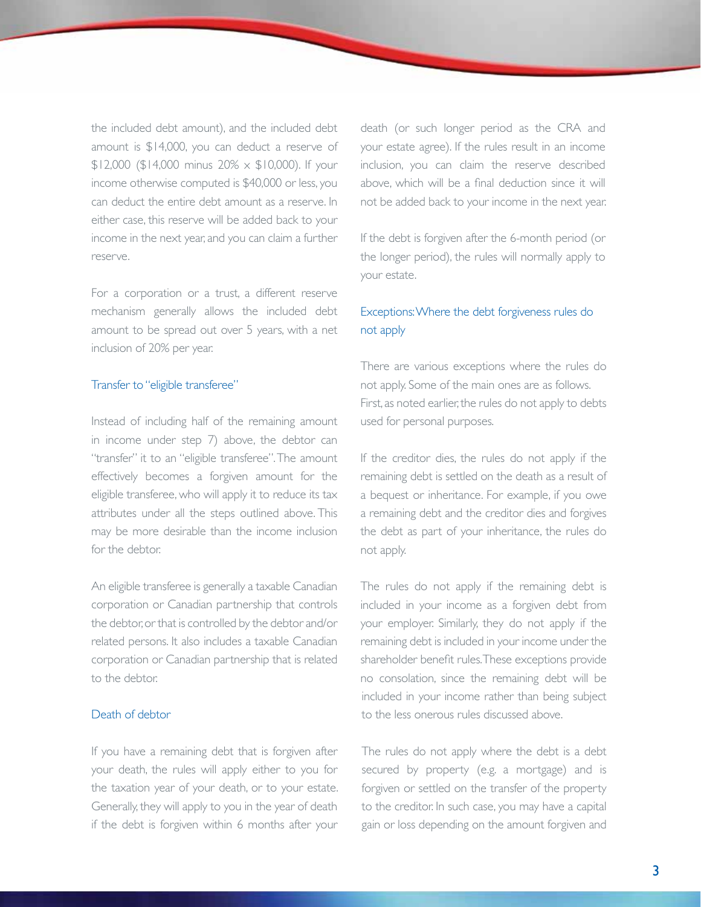the included debt amount), and the included debt amount is \$14,000, you can deduct a reserve of \$12,000 (\$14,000 minus 20% × \$10,000). If your income otherwise computed is \$40,000 or less, you can deduct the entire debt amount as a reserve. In either case, this reserve will be added back to your income in the next year, and you can claim a further reserve.

For a corporation or a trust, a different reserve mechanism generally allows the included debt amount to be spread out over 5 years, with a net inclusion of 20% per year.

### Transfer to "eligible transferee"

Instead of including half of the remaining amount in income under step 7) above, the debtor can "transfer" it to an "eligible transferee". The amount effectively becomes a forgiven amount for the eligible transferee, who will apply it to reduce its tax attributes under all the steps outlined above. This may be more desirable than the income inclusion for the debtor.

An eligible transferee is generally a taxable Canadian corporation or Canadian partnership that controls the debtor, or that is controlled by the debtor and/or related persons. It also includes a taxable Canadian corporation or Canadian partnership that is related to the debtor.

### Death of debtor

If you have a remaining debt that is forgiven after your death, the rules will apply either to you for the taxation year of your death, or to your estate. Generally, they will apply to you in the year of death if the debt is forgiven within 6 months after your death (or such longer period as the CRA and your estate agree). If the rules result in an income inclusion, you can claim the reserve described above, which will be a final deduction since it will not be added back to your income in the next year.

If the debt is forgiven after the 6-month period (or the longer period), the rules will normally apply to your estate.

### Exceptions: Where the debt forgiveness rules do not apply

There are various exceptions where the rules do not apply. Some of the main ones are as follows. First, as noted earlier, the rules do not apply to debts used for personal purposes.

If the creditor dies, the rules do not apply if the remaining debt is settled on the death as a result of a bequest or inheritance. For example, if you owe a remaining debt and the creditor dies and forgives the debt as part of your inheritance, the rules do not apply.

The rules do not apply if the remaining debt is included in your income as a forgiven debt from your employer. Similarly, they do not apply if the remaining debt is included in your income under the shareholder benefit rules. These exceptions provide no consolation, since the remaining debt will be included in your income rather than being subject to the less onerous rules discussed above.

The rules do not apply where the debt is a debt secured by property (e.g. a mortgage) and is forgiven or settled on the transfer of the property to the creditor. In such case, you may have a capital gain or loss depending on the amount forgiven and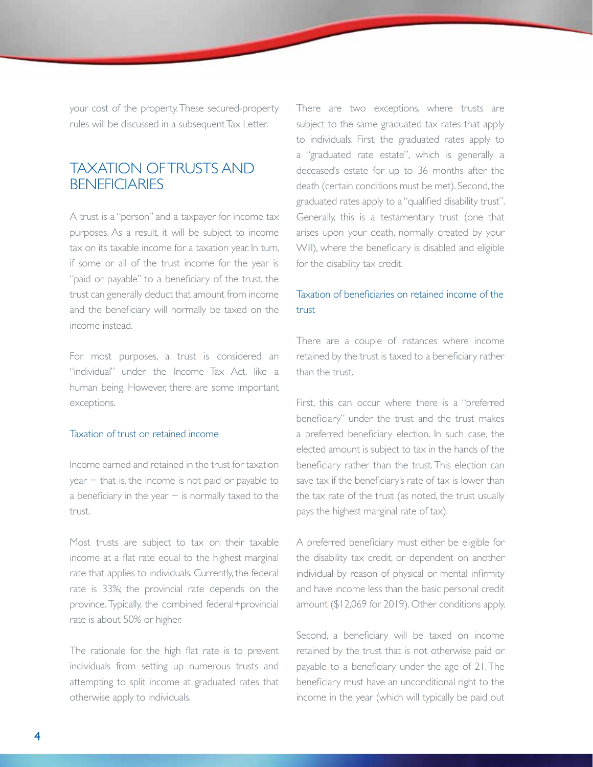your cost of the property. These secured-property rules will be discussed in a subsequent Tax Letter.

## TAXATION OF TRUSTS AND BENEFICIARIES

A trust is a "person" and a taxpayer for income tax purposes. As a result, it will be subject to income tax on its taxable income for a taxation year. In turn, if some or all of the trust income for the year is "paid or payable" to a beneficiary of the trust, the trust can generally deduct that amount from income and the beneficiary will normally be taxed on the income instead.

For most purposes, a trust is considered an "individual" under the Income Tax Act, like a human being. However, there are some important exceptions.

### Taxation of trust on retained income

Income earned and retained in the trust for taxation year – that is, the income is not paid or payable to a beneficiary in the year – is normally taxed to the trust.

Most trusts are subject to tax on their taxable income at a flat rate equal to the highest marginal rate that applies to individuals. Currently, the federal rate is 33%; the provincial rate depends on the province. Typically, the combined federal+provincial rate is about 50% or higher.

The rationale for the high flat rate is to prevent individuals from setting up numerous trusts and attempting to split income at graduated rates that otherwise apply to individuals.

There are two exceptions, where trusts are subject to the same graduated tax rates that apply to individuals. First, the graduated rates apply to a "graduated rate estate", which is generally a deceased's estate for up to 36 months after the death (certain conditions must be met). Second, the graduated rates apply to a "qualified disability trust". Generally, this is a testamentary trust (one that arises upon your death, normally created by your Will), where the beneficiary is disabled and eligible for the disability tax credit.

### Taxation of beneficiaries on retained income of the trust

There are a couple of instances where income retained by the trust is taxed to a beneficiary rather than the trust.

First, this can occur where there is a "preferred beneficiary" under the trust and the trust makes a preferred beneficiary election. In such case, the elected amount is subject to tax in the hands of the beneficiary rather than the trust. This election can save tax if the beneficiary's rate of tax is lower than the tax rate of the trust (as noted, the trust usually pays the highest marginal rate of tax).

A preferred beneficiary must either be eligible for the disability tax credit, or dependent on another individual by reason of physical or mental infirmity and have income less than the basic personal credit amount ($12,069 for 2019). Other conditions apply.

Second, a beneficiary will be taxed on income retained by the trust that is not otherwise paid or payable to a beneficiary under the age of 21. The beneficiary must have an unconditional right to the income in the year (which will typically be paid out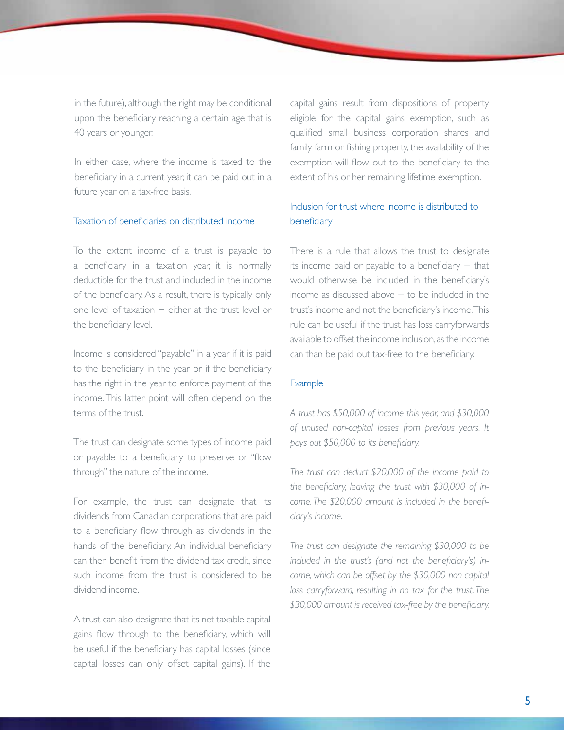in the future), although the right may be conditional upon the beneficiary reaching a certain age that is 40 years or younger.

In either case, where the income is taxed to the beneficiary in a current year, it can be paid out in a future year on a tax-free basis.

### Taxation of beneficiaries on distributed income

To the extent income of a trust is payable to a beneficiary in a taxation year, it is normally deductible for the trust and included in the income of the beneficiary. As a result, there is typically only one level of taxation – either at the trust level or the beneficiary level.

Income is considered "payable" in a year if it is paid to the beneficiary in the year or if the beneficiary has the right in the year to enforce payment of the income. This latter point will often depend on the terms of the trust.

The trust can designate some types of income paid or payable to a beneficiary to preserve or "flow through" the nature of the income.

For example, the trust can designate that its dividends from Canadian corporations that are paid to a beneficiary flow through as dividends in the hands of the beneficiary. An individual beneficiary can then benefit from the dividend tax credit, since such income from the trust is considered to be dividend income.

A trust can also designate that its net taxable capital gains flow through to the beneficiary, which will be useful if the beneficiary has capital losses (since capital losses can only offset capital gains). If the capital gains result from dispositions of property eligible for the capital gains exemption, such as qualified small business corporation shares and family farm or fishing property, the availability of the exemption will flow out to the beneficiary to the extent of his or her remaining lifetime exemption.

### Inclusion for trust where income is distributed to beneficiary

There is a rule that allows the trust to designate its income paid or payable to a beneficiary – that would otherwise be included in the beneficiary's income as discussed above – to be included in the trust's income and not the beneficiary's income. This rule can be useful if the trust has loss carryforwards available to offset the income inclusion, as the income can than be paid out tax-free to the beneficiary.

### Example

*A trust has $50,000 of income this year, and $30,000 of unused non-capital losses from previous years. It pays out $50,000 to its beneficiary.*

*The trust can deduct $20,000 of the income paid to the beneficiary, leaving the trust with $30,000 of income. The $20,000 amount is included in the beneficiary's income.*

*The trust can designate the remaining $30,000 to be included in the trust's (and not the beneficiary's) income, which can be offset by the $30,000 non-capital loss carryforward, resulting in no tax for the trust. The $30,000 amount is received tax-free by the beneficiary.*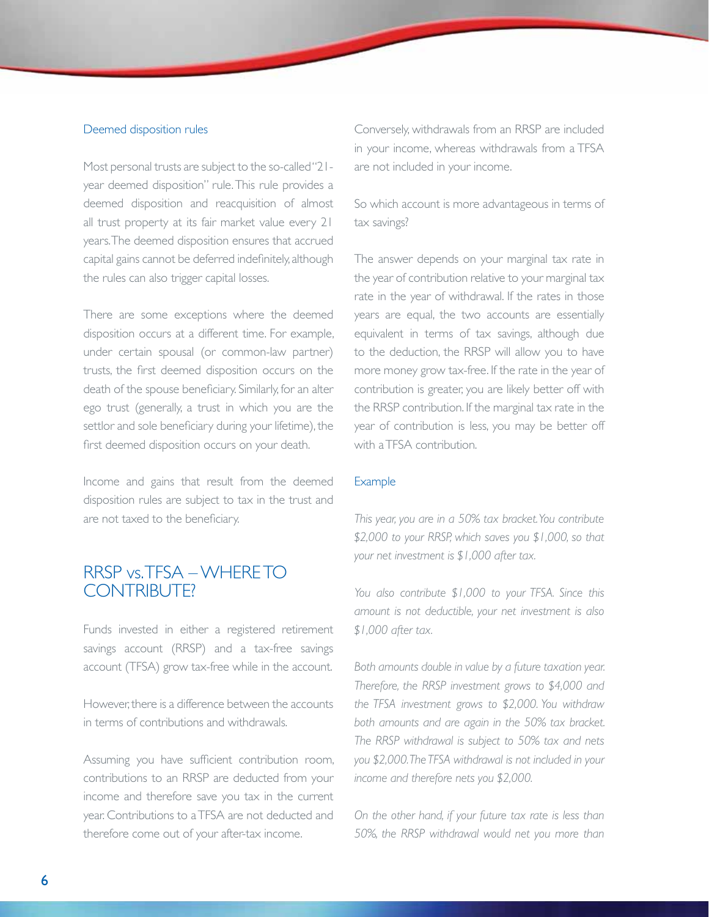### Deemed disposition rules

Most personal trusts are subject to the so-called "21-year deemed disposition" rule. This rule provides a deemed disposition and reacquisition of almost all trust property at its fair market value every 21 years. The deemed disposition ensures that accrued capital gains cannot be deferred indefinitely, although the rules can also trigger capital losses.

There are some exceptions where the deemed disposition occurs at a different time. For example, under certain spousal (or common-law partner) trusts, the first deemed disposition occurs on the death of the spouse beneficiary. Similarly, for an alter ego trust (generally, a trust in which you are the settlor and sole beneficiary during your lifetime), the first deemed disposition occurs on your death.

Income and gains that result from the deemed disposition rules are subject to tax in the trust and are not taxed to the beneficiary.

## RRSP vs. TFSA – WHERE TO CONTRIBUTE?

Funds invested in either a registered retirement savings account (RRSP) and a tax-free savings account (TFSA) grow tax-free while in the account.

However, there is a difference between the accounts in terms of contributions and withdrawals.

Assuming you have sufficient contribution room, contributions to an RRSP are deducted from your income and therefore save you tax in the current year. Contributions to a TFSA are not deducted and therefore come out of your after-tax income.

Conversely, withdrawals from an RRSP are included in your income, whereas withdrawals from a TFSA are not included in your income.

So which account is more advantageous in terms of tax savings?

The answer depends on your marginal tax rate in the year of contribution relative to your marginal tax rate in the year of withdrawal. If the rates in those years are equal, the two accounts are essentially equivalent in terms of tax savings, although due to the deduction, the RRSP will allow you to have more money grow tax-free. If the rate in the year of contribution is greater, you are likely better off with the RRSP contribution. If the marginal tax rate in the year of contribution is less, you may be better off with a TFSA contribution.

### Example

*This year, you are in a 50% tax bracket. You contribute $2,000 to your RRSP, which saves you $1,000, so that your net investment is $1,000 after tax.*

*You also contribute $1,000 to your TFSA. Since this amount is not deductible, your net investment is also $1,000 after tax.*

*Both amounts double in value by a future taxation year. Therefore, the RRSP investment grows to $4,000 and the TFSA investment grows to $2,000. You withdraw both amounts and are again in the 50% tax bracket. The RRSP withdrawal is subject to 50% tax and nets you $2,000. The TFSA withdrawal is not included in your income and therefore nets you $2,000.*

*On the other hand, if your future tax rate is less than 50%, the RRSP withdrawal would net you more than*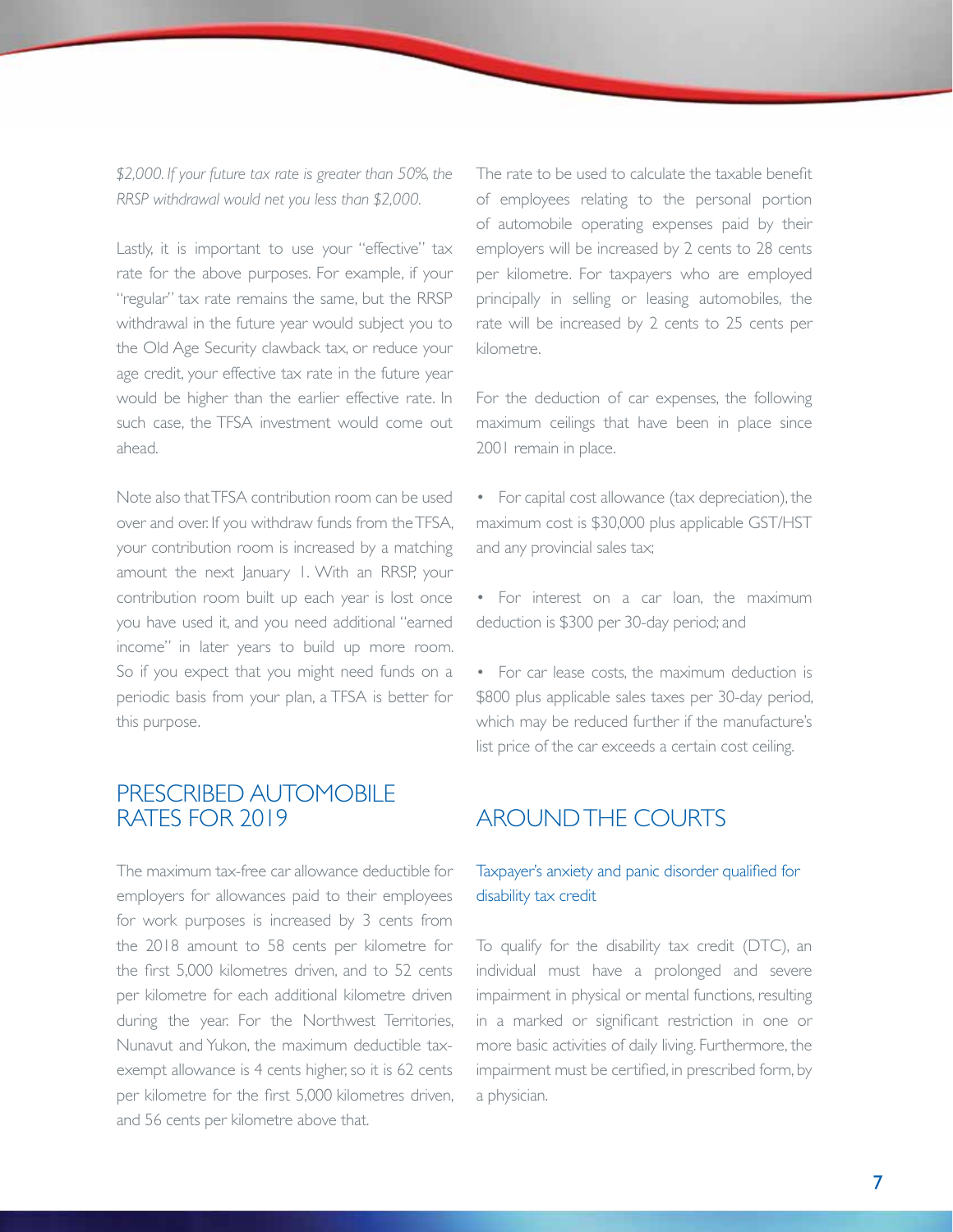*$2,000. If your future tax rate is greater than 50%, the RRSP withdrawal would net you less than $2,000.*

Lastly, it is important to use your "effective" tax rate for the above purposes. For example, if your "regular" tax rate remains the same, but the RRSP withdrawal in the future year would subject you to the Old Age Security clawback tax, or reduce your age credit, your effective tax rate in the future year would be higher than the earlier effective rate. In such case, the TFSA investment would come out ahead.

Note also that TFSA contribution room can be used over and over. If you withdraw funds from the TFSA, your contribution room is increased by a matching amount the next January 1. With an RRSP, your contribution room built up each year is lost once you have used it, and you need additional "earned income" in later years to build up more room. So if you expect that you might need funds on a periodic basis from your plan, a TFSA is better for this purpose.

## PRESCRIBED AUTOMOBILE RATES FOR 2019

The maximum tax-free car allowance deductible for employers for allowances paid to their employees for work purposes is increased by 3 cents from the 2018 amount to 58 cents per kilometre for the first 5,000 kilometres driven, and to 52 cents per kilometre for each additional kilometre driven during the year. For the Northwest Territories, Nunavut and Yukon, the maximum deductible tax-exempt allowance is 4 cents higher, so it is 62 cents per kilometre for the first 5,000 kilometres driven, and 56 cents per kilometre above that.

The rate to be used to calculate the taxable benefit of employees relating to the personal portion of automobile operating expenses paid by their employers will be increased by 2 cents to 28 cents per kilometre. For taxpayers who are employed principally in selling or leasing automobiles, the rate will be increased by 2 cents to 25 cents per kilometre.

For the deduction of car expenses, the following maximum ceilings that have been in place since 2001 remain in place.

- For capital cost allowance (tax depreciation), the maximum cost is $30,000 plus applicable GST/HST and any provincial sales tax;
- For interest on a car loan, the maximum deduction is $300 per 30-day period; and
- For car lease costs, the maximum deduction is $800 plus applicable sales taxes per 30-day period, which may be reduced further if the manufacture's list price of the car exceeds a certain cost ceiling.

## AROUND THE COURTS

### Taxpayer's anxiety and panic disorder qualified for disability tax credit

To qualify for the disability tax credit (DTC), an individual must have a prolonged and severe impairment in physical or mental functions, resulting in a marked or significant restriction in one or more basic activities of daily living. Furthermore, the impairment must be certified, in prescribed form, by a physician.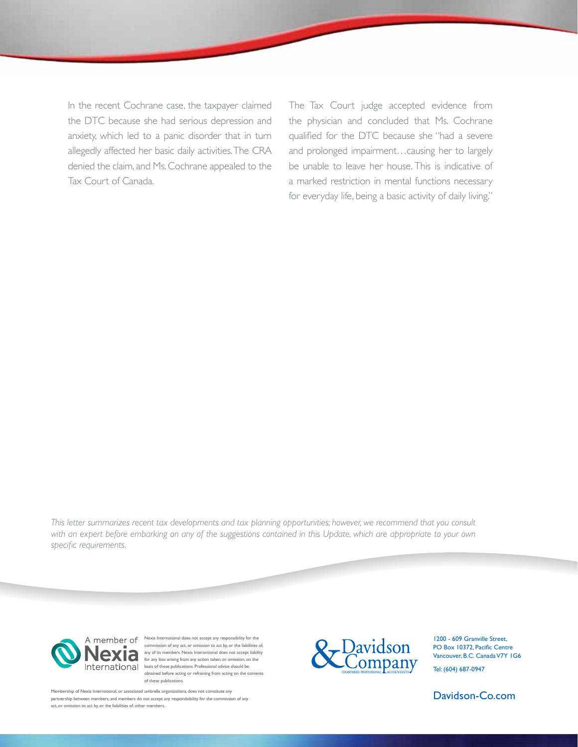In the recent Cochrane case, the taxpayer claimed the DTC because she had serious depression and anxiety, which led to a panic disorder that in turn allegedly affected her basic daily activities. The CRA denied the claim, and Ms. Cochrane appealed to the Tax Court of Canada.

The Tax Court judge accepted evidence from the physician and concluded that Ms. Cochrane qualified for the DTC because she "had a severe and prolonged impairment…causing her to largely be unable to leave her house. This is indicative of a marked restriction in mental functions necessary for everyday life, being a basic activity of daily living."

*This letter summarizes recent tax developments and tax planning opportunities; however, we recommend that you consult with an expert before embarking on any of the suggestions contained in this Update, which are appropriate to your own specific requirements.*

A member of Nexia International

Nexia International does not accept any responsibility for the commission of any act, or omission to act by, or the liabilities of, any of its members. Nexia Interantional does not accept liability for any loss arising from any action taken, or omission, on the basis of these publications. Professional advice should be obtained before acting or refraining from acting on the contents of these publications.

Membership of Nexia International, or associated umbrella organizations, does not constitute any partnership between members, and members do not accept any respondsibility for the commission of any act, or omission to act by, or the liabilities of, other members.

Davidson & Company
CHARTERED PROFESSIONAL ACCOUNTANTS

1200 - 609 Granville Street,
PO Box 10372, Pacific Centre
Vancouver, B.C. Canada V7Y 1G6

Tel: (604) 687-0947

Davidson-Co.com